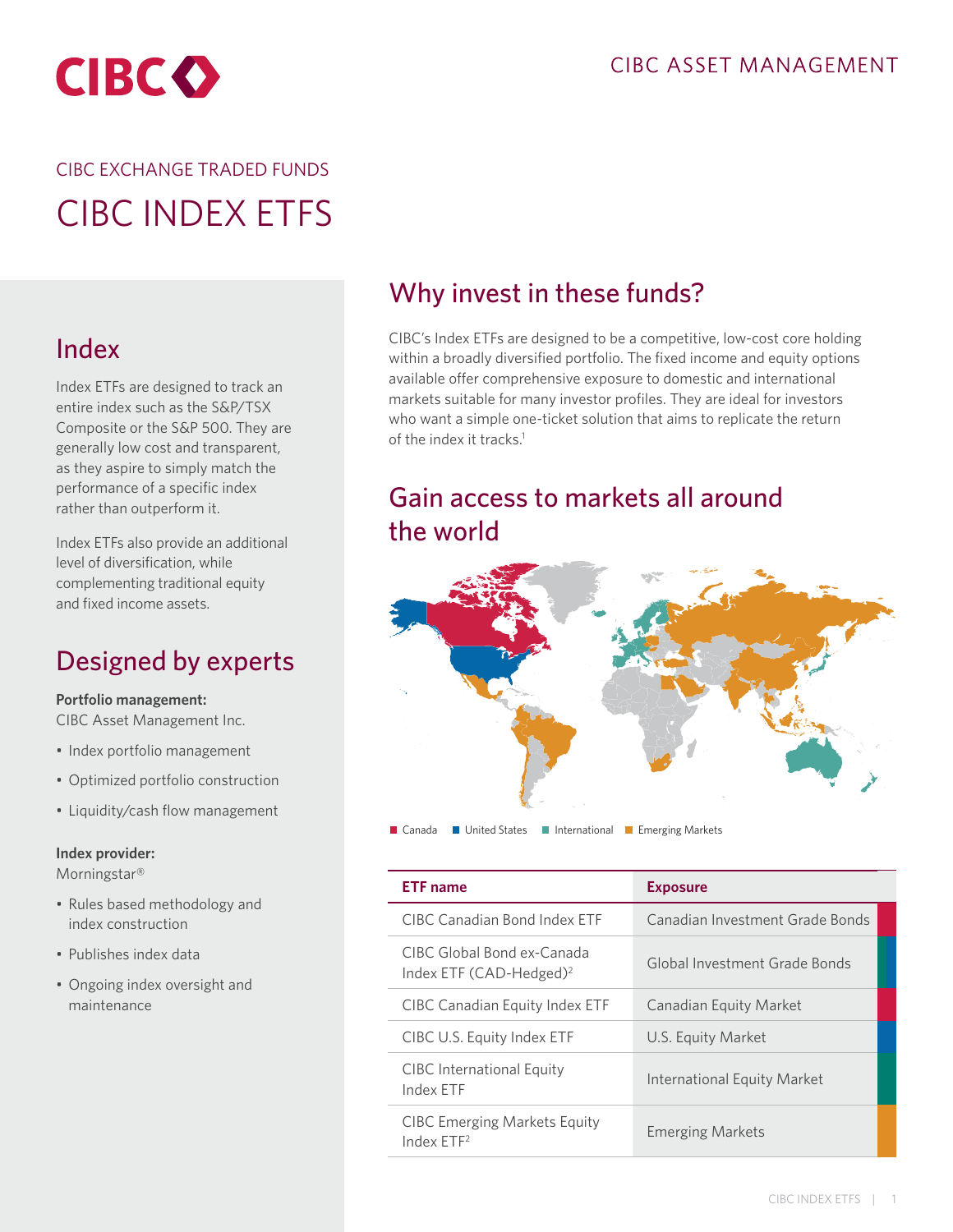CIBC ASSET MANAGEMENT

CIBC EXCHANGE TRADED FUNDS

# CIBC INDEX ETFS

## Index

Index ETFs are designed to track an entire index such as the S&P/TSX Composite or the S&P 500. They are generally low cost and transparent, as they aspire to simply match the performance of a specific index rather than outperform it.

Index ETFs also provide an additional level of diversification, while complementing traditional equity and fixed income assets.

## Designed by experts

**Portfolio management:**
CIBC Asset Management Inc.

- Index portfolio management
- Optimized portfolio construction
- Liquidity/cash flow management

**Index provider:**
Morningstar®

- Rules based methodology and index construction
- Publishes index data
- Ongoing index oversight and maintenance

## Why invest in these funds?

CIBC's Index ETFs are designed to be a competitive, low-cost core holding within a broadly diversified portfolio. The fixed income and equity options available offer comprehensive exposure to domestic and international markets suitable for many investor profiles. They are ideal for investors who want a simple one-ticket solution that aims to replicate the return of the index it tracks.[1]

## Gain access to markets all around the world

Canada · United States · International · Emerging Markets

| ETF name | Exposure |
| --- | --- |
| CIBC Canadian Bond Index ETF | Canadian Investment Grade Bonds |
| CIBC Global Bond ex-Canada Index ETF (CAD-Hedged)[2] | Global Investment Grade Bonds |
| CIBC Canadian Equity Index ETF | Canadian Equity Market |
| CIBC U.S. Equity Index ETF | U.S. Equity Market |
| CIBC International Equity Index ETF | International Equity Market |
| CIBC Emerging Markets Equity Index ETF[2] | Emerging Markets |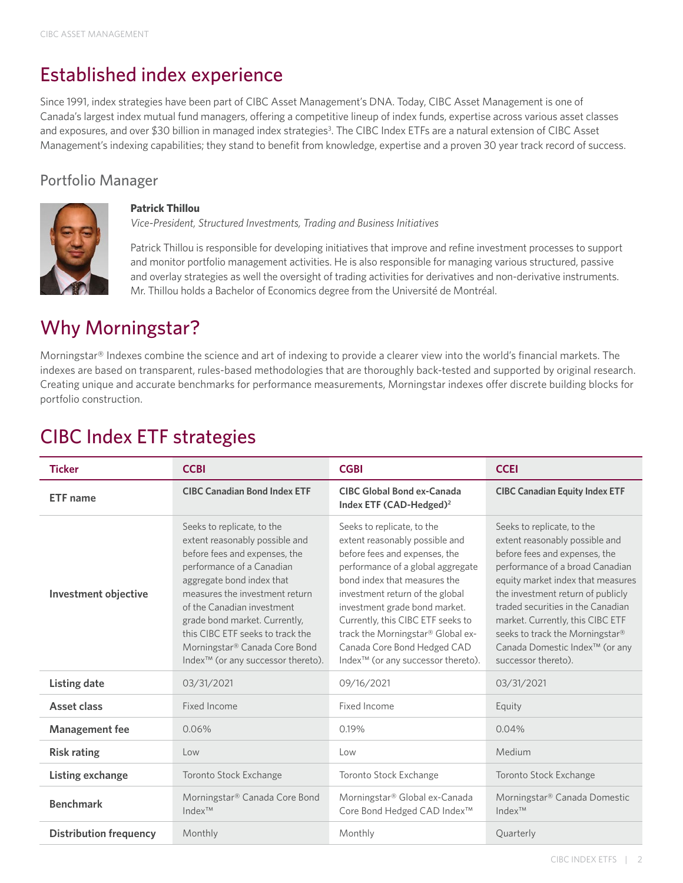# Established index experience

Since 1991, index strategies have been part of CIBC Asset Management's DNA. Today, CIBC Asset Management is one of Canada's largest index mutual fund managers, offering a competitive lineup of index funds, expertise across various asset classes and exposures, and over $30 billion in managed index strategies[3]. The CIBC Index ETFs are a natural extension of CIBC Asset Management's indexing capabilities; they stand to benefit from knowledge, expertise and a proven 30 year track record of success.

## Portfolio Manager

**Patrick Thillou**

*Vice-President, Structured Investments, Trading and Business Initiatives*

Patrick Thillou is responsible for developing initiatives that improve and refine investment processes to support and monitor portfolio management activities. He is also responsible for managing various structured, passive and overlay strategies as well the oversight of trading activities for derivatives and non-derivative instruments. Mr. Thillou holds a Bachelor of Economics degree from the Université de Montréal.

# Why Morningstar?

Morningstar® Indexes combine the science and art of indexing to provide a clearer view into the world's financial markets. The indexes are based on transparent, rules-based methodologies that are thoroughly back-tested and supported by original research. Creating unique and accurate benchmarks for performance measurements, Morningstar indexes offer discrete building blocks for portfolio construction.

# CIBC Index ETF strategies

| Ticker | CCBI | CGBI | CCEI |
|---|---|---|---|
| ETF name | CIBC Canadian Bond Index ETF | CIBC Global Bond ex-Canada Index ETF (CAD-Hedged)[2] | CIBC Canadian Equity Index ETF |
| Investment objective | Seeks to replicate, to the extent reasonably possible and before fees and expenses, the performance of a Canadian aggregate bond index that measures the investment return of the Canadian investment grade bond market. Currently, this CIBC ETF seeks to track the Morningstar® Canada Core Bond Index™ (or any successor thereto). | Seeks to replicate, to the extent reasonably possible and before fees and expenses, the performance of a global aggregate bond index that measures the investment return of the global investment grade bond market. Currently, this CIBC ETF seeks to track the Morningstar® Global ex-Canada Core Bond Hedged CAD Index™ (or any successor thereto). | Seeks to replicate, to the extent reasonably possible and before fees and expenses, the performance of a broad Canadian equity market index that measures the investment return of publicly traded securities in the Canadian market. Currently, this CIBC ETF seeks to track the Morningstar® Canada Domestic Index™ (or any successor thereto). |
| Listing date | 03/31/2021 | 09/16/2021 | 03/31/2021 |
| Asset class | Fixed Income | Fixed Income | Equity |
| Management fee | 0.06% | 0.19% | 0.04% |
| Risk rating | Low | Low | Medium |
| Listing exchange | Toronto Stock Exchange | Toronto Stock Exchange | Toronto Stock Exchange |
| Benchmark | Morningstar® Canada Core Bond Index™ | Morningstar® Global ex-Canada Core Bond Hedged CAD Index™ | Morningstar® Canada Domestic Index™ |
| Distribution frequency | Monthly | Monthly | Quarterly |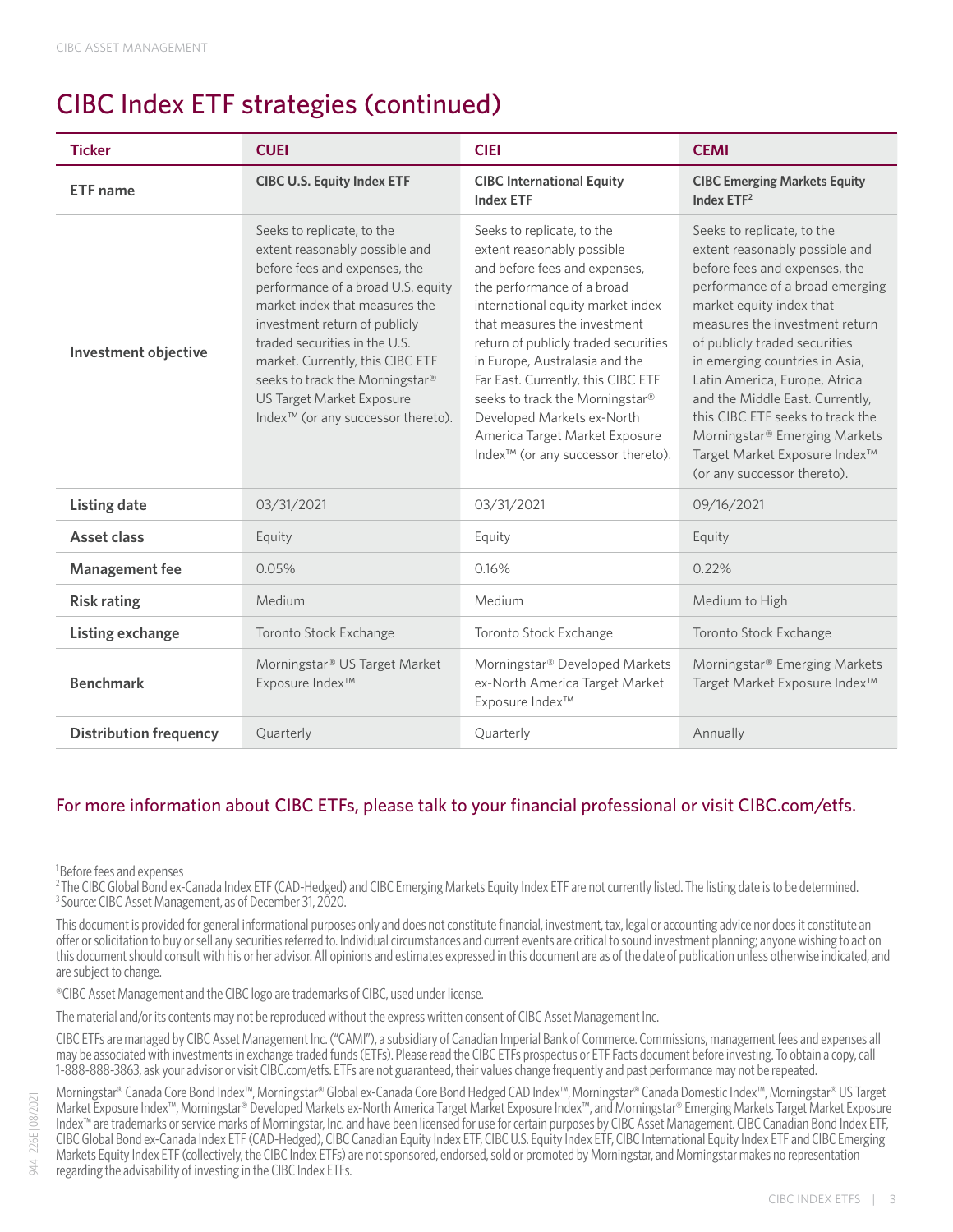# CIBC Index ETF strategies (continued)

| Ticker | CUEI | CIEI | CEMI |
|---|---|---|---|
| ETF name | **CIBC U.S. Equity Index ETF** | **CIBC International Equity Index ETF** | **CIBC Emerging Markets Equity Index ETF**[2] |
| Investment objective | Seeks to replicate, to the extent reasonably possible and before fees and expenses, the performance of a broad U.S. equity market index that measures the investment return of publicly traded securities in the U.S. market. Currently, this CIBC ETF seeks to track the Morningstar® US Target Market Exposure Index™ (or any successor thereto). | Seeks to replicate, to the extent reasonably possible and before fees and expenses, the performance of a broad international equity market index that measures the investment return of publicly traded securities in Europe, Australasia and the Far East. Currently, this CIBC ETF seeks to track the Morningstar® Developed Markets ex-North America Target Market Exposure Index™ (or any successor thereto). | Seeks to replicate, to the extent reasonably possible and before fees and expenses, the performance of a broad emerging market equity index that measures the investment return of publicly traded securities in emerging countries in Asia, Latin America, Europe, Africa and the Middle East. Currently, this CIBC ETF seeks to track the Morningstar® Emerging Markets Target Market Exposure Index™ (or any successor thereto). |
| Listing date | 03/31/2021 | 03/31/2021 | 09/16/2021 |
| Asset class | Equity | Equity | Equity |
| Management fee | 0.05% | 0.16% | 0.22% |
| Risk rating | Medium | Medium | Medium to High |
| Listing exchange | Toronto Stock Exchange | Toronto Stock Exchange | Toronto Stock Exchange |
| Benchmark | Morningstar® US Target Market Exposure Index™ | Morningstar® Developed Markets ex-North America Target Market Exposure Index™ | Morningstar® Emerging Markets Target Market Exposure Index™ |
| Distribution frequency | Quarterly | Quarterly | Annually |

## For more information about CIBC ETFs, please talk to your financial professional or visit CIBC.com/etfs.

[1] Before fees and expenses
[2] The CIBC Global Bond ex-Canada Index ETF (CAD-Hedged) and CIBC Emerging Markets Equity Index ETF are not currently listed. The listing date is to be determined.
[3] Source: CIBC Asset Management, as of December 31, 2020.

This document is provided for general informational purposes only and does not constitute financial, investment, tax, legal or accounting advice nor does it constitute an offer or solicitation to buy or sell any securities referred to. Individual circumstances and current events are critical to sound investment planning; anyone wishing to act on this document should consult with his or her advisor. All opinions and estimates expressed in this document are as of the date of publication unless otherwise indicated, and are subject to change.

®CIBC Asset Management and the CIBC logo are trademarks of CIBC, used under license.

The material and/or its contents may not be reproduced without the express written consent of CIBC Asset Management Inc.

CIBC ETFs are managed by CIBC Asset Management Inc. ("CAMI"), a subsidiary of Canadian Imperial Bank of Commerce. Commissions, management fees and expenses all may be associated with investments in exchange traded funds (ETFs). Please read the CIBC ETFs prospectus or ETF Facts document before investing. To obtain a copy, call 1-888-888-3863, ask your advisor or visit CIBC.com/etfs. ETFs are not guaranteed, their values change frequently and past performance may not be repeated.

Morningstar® Canada Core Bond Index™, Morningstar® Global ex-Canada Core Bond Hedged CAD Index™, Morningstar® Canada Domestic Index™, Morningstar® US Target Market Exposure Index™, Morningstar® Developed Markets ex-North America Target Market Exposure Index™, and Morningstar® Emerging Markets Target Market Exposure Index™ are trademarks or service marks of Morningstar, Inc. and have been licensed for use for certain purposes by CIBC Asset Management. CIBC Canadian Bond Index ETF, CIBC Global Bond ex-Canada Index ETF (CAD-Hedged), CIBC Canadian Equity Index ETF, CIBC U.S. Equity Index ETF, CIBC International Equity Index ETF and CIBC Emerging Markets Equity Index ETF (collectively, the CIBC Index ETFs) are not sponsored, endorsed, sold or promoted by Morningstar, and Morningstar makes no representation regarding the advisability of investing in the CIBC Index ETFs.

944 | 226E | 08/2021